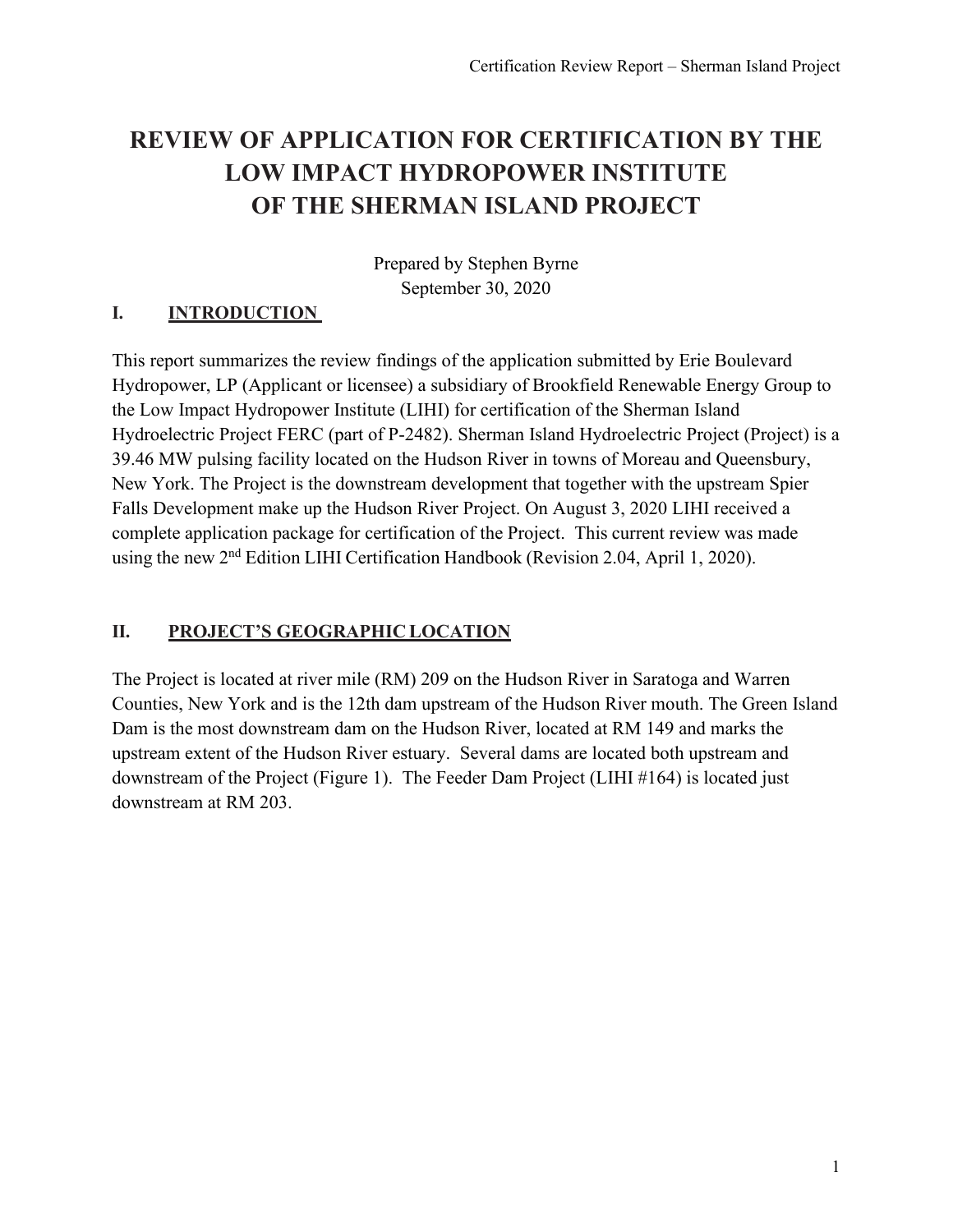# REVIEW OF APPLICATION FOR CERTIFICATION BY THE LOW IMPACT HYDROPOWER INSTITUTE OF THE SHERMAN ISLAND PROJECT

Prepared by Stephen Byrne
September 30, 2020

## I. INTRODUCTION

This report summarizes the review findings of the application submitted by Erie Boulevard Hydropower, LP (Applicant or licensee) a subsidiary of Brookfield Renewable Energy Group to the Low Impact Hydropower Institute (LIHI) for certification of the Sherman Island Hydroelectric Project FERC (part of P-2482). Sherman Island Hydroelectric Project (Project) is a 39.46 MW pulsing facility located on the Hudson River in towns of Moreau and Queensbury, New York. The Project is the downstream development that together with the upstream Spier Falls Development make up the Hudson River Project. On August 3, 2020 LIHI received a complete application package for certification of the Project. This current review was made using the new 2nd Edition LIHI Certification Handbook (Revision 2.04, April 1, 2020).

## II. PROJECT'S GEOGRAPHIC LOCATION

The Project is located at river mile (RM) 209 on the Hudson River in Saratoga and Warren Counties, New York and is the 12th dam upstream of the Hudson River mouth. The Green Island Dam is the most downstream dam on the Hudson River, located at RM 149 and marks the upstream extent of the Hudson River estuary. Several dams are located both upstream and downstream of the Project (Figure 1). The Feeder Dam Project (LIHI #164) is located just downstream at RM 203.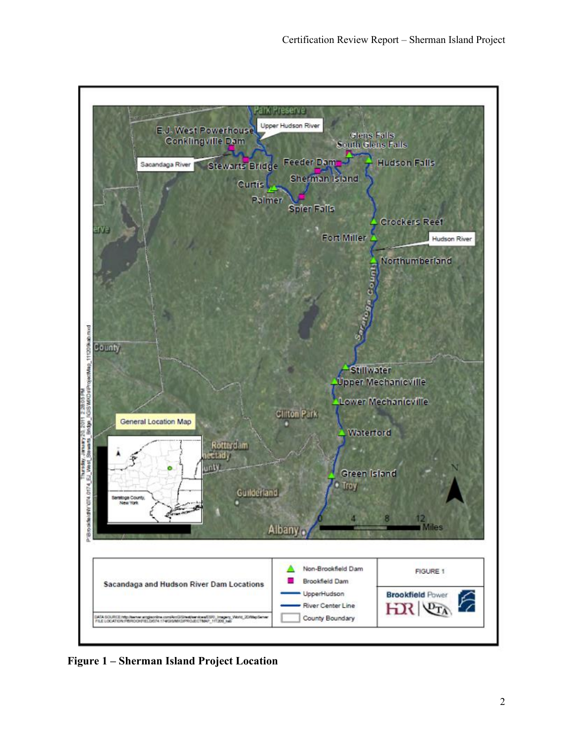Figure 1 – Sherman Island Project Location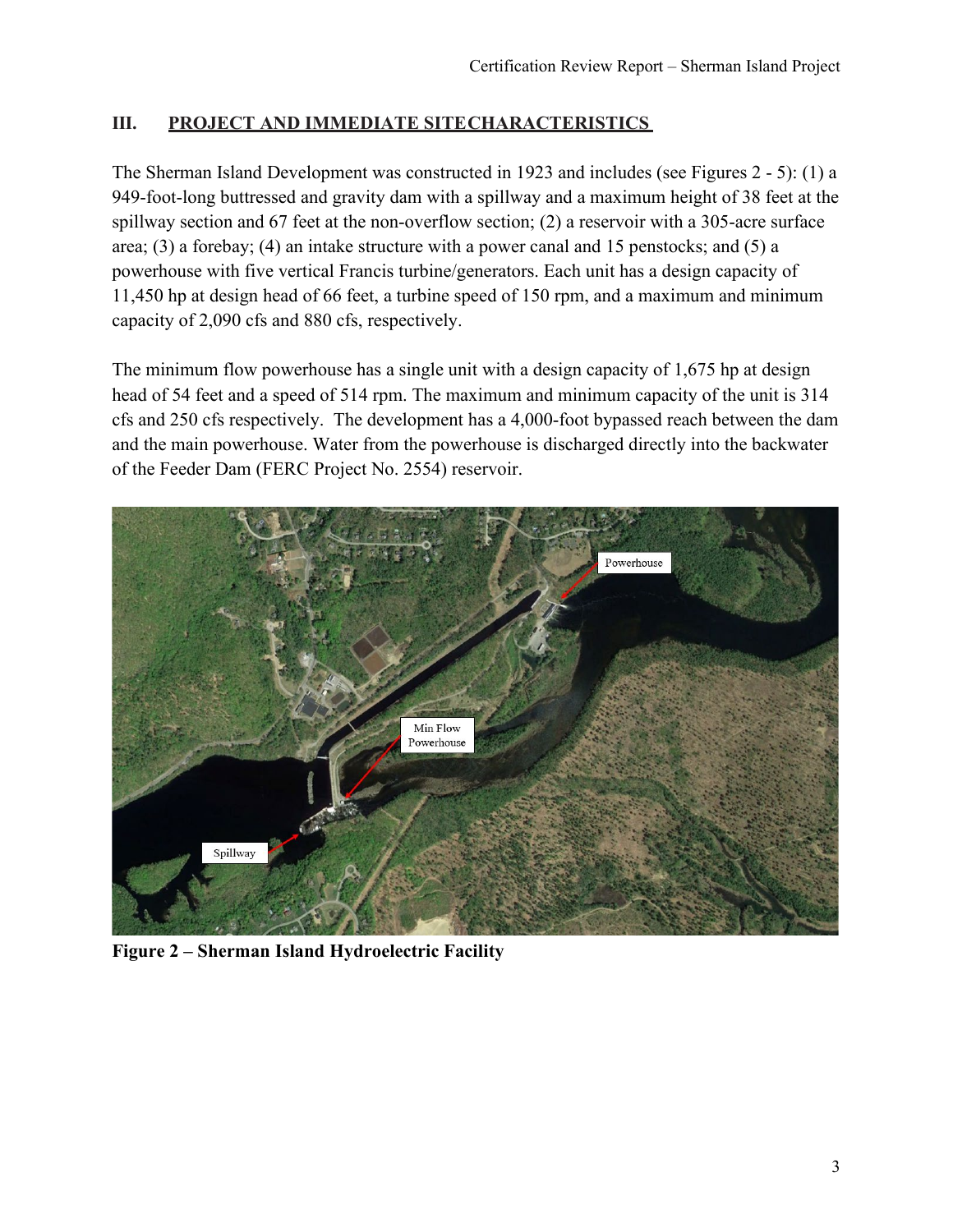## III. PROJECT AND IMMEDIATE SITECHARACTERISTICS

The Sherman Island Development was constructed in 1923 and includes (see Figures 2 - 5): (1) a 949-foot-long buttressed and gravity dam with a spillway and a maximum height of 38 feet at the spillway section and 67 feet at the non-overflow section; (2) a reservoir with a 305-acre surface area; (3) a forebay; (4) an intake structure with a power canal and 15 penstocks; and (5) a powerhouse with five vertical Francis turbine/generators. Each unit has a design capacity of 11,450 hp at design head of 66 feet, a turbine speed of 150 rpm, and a maximum and minimum capacity of 2,090 cfs and 880 cfs, respectively.

The minimum flow powerhouse has a single unit with a design capacity of 1,675 hp at design head of 54 feet and a speed of 514 rpm. The maximum and minimum capacity of the unit is 314 cfs and 250 cfs respectively. The development has a 4,000-foot bypassed reach between the dam and the main powerhouse. Water from the powerhouse is discharged directly into the backwater of the Feeder Dam (FERC Project No. 2554) reservoir.

**Figure 2 – Sherman Island Hydroelectric Facility**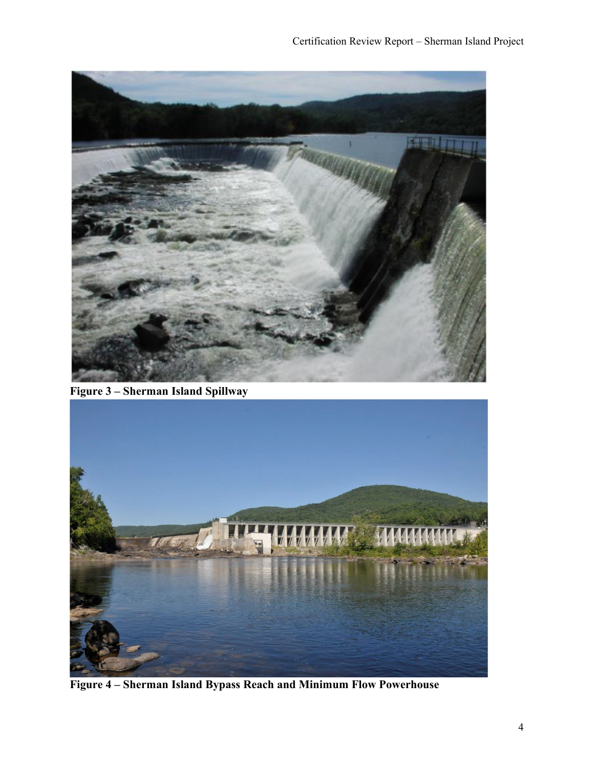**Figure 3 – Sherman Island Spillway**

**Figure 4 – Sherman Island Bypass Reach and Minimum Flow Powerhouse**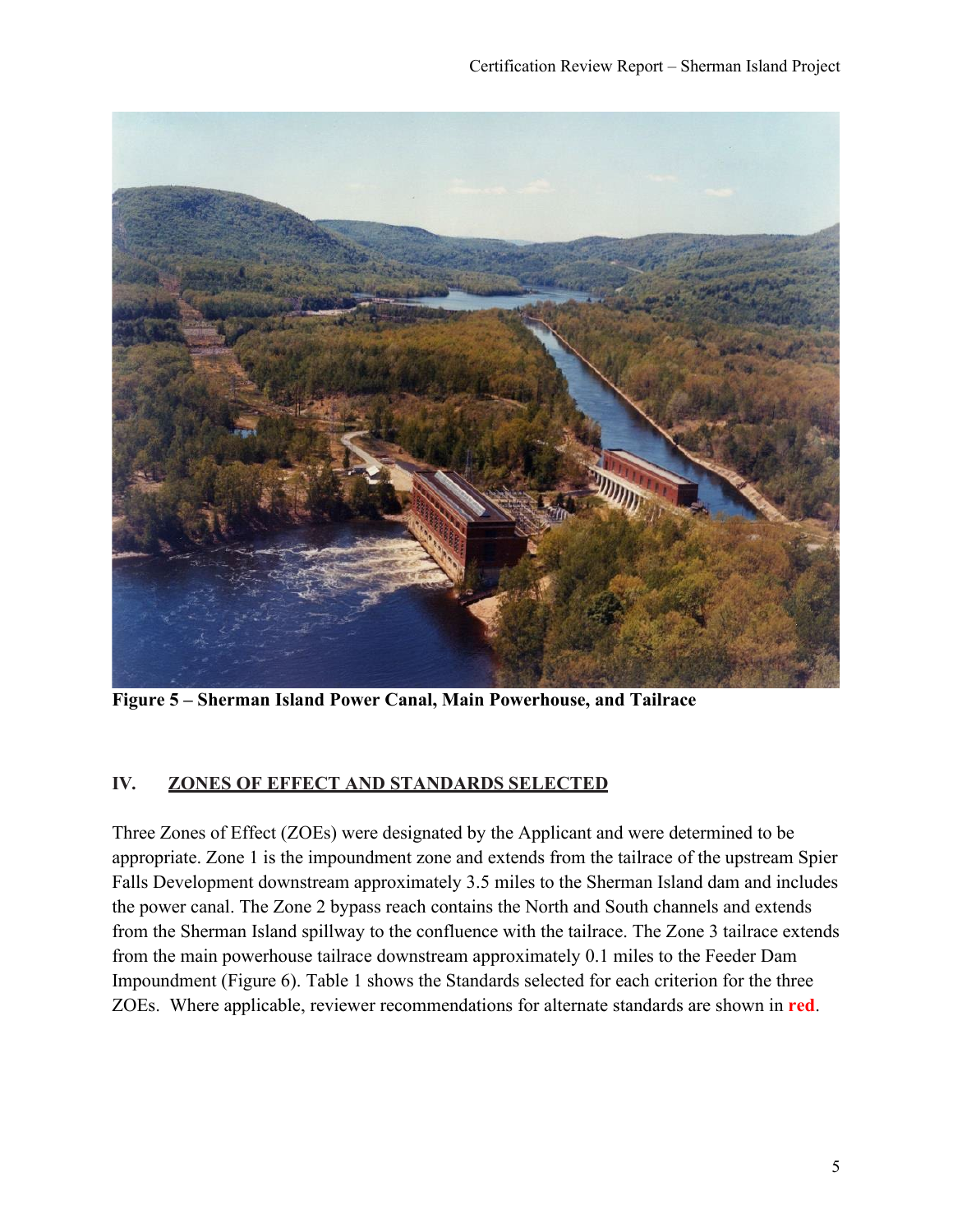**Figure 5 – Sherman Island Power Canal, Main Powerhouse, and Tailrace**

## IV. ZONES OF EFFECT AND STANDARDS SELECTED

Three Zones of Effect (ZOEs) were designated by the Applicant and were determined to be appropriate. Zone 1 is the impoundment zone and extends from the tailrace of the upstream Spier Falls Development downstream approximately 3.5 miles to the Sherman Island dam and includes the power canal. The Zone 2 bypass reach contains the North and South channels and extends from the Sherman Island spillway to the confluence with the tailrace. The Zone 3 tailrace extends from the main powerhouse tailrace downstream approximately 0.1 miles to the Feeder Dam Impoundment (Figure 6). Table 1 shows the Standards selected for each criterion for the three ZOEs. Where applicable, reviewer recommendations for alternate standards are shown in **red**.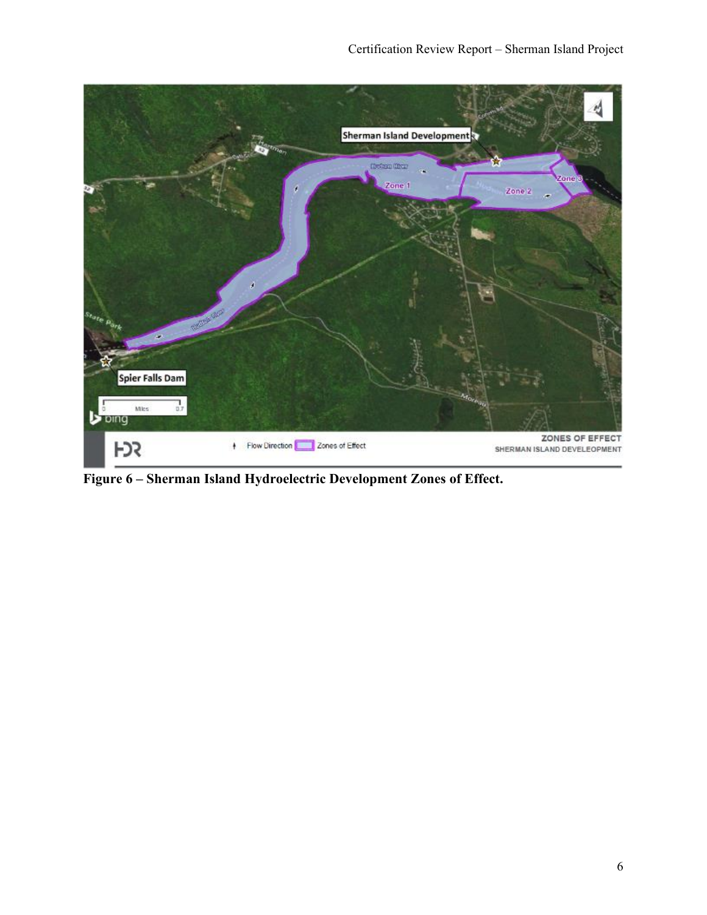Figure 6 – Sherman Island Hydroelectric Development Zones of Effect.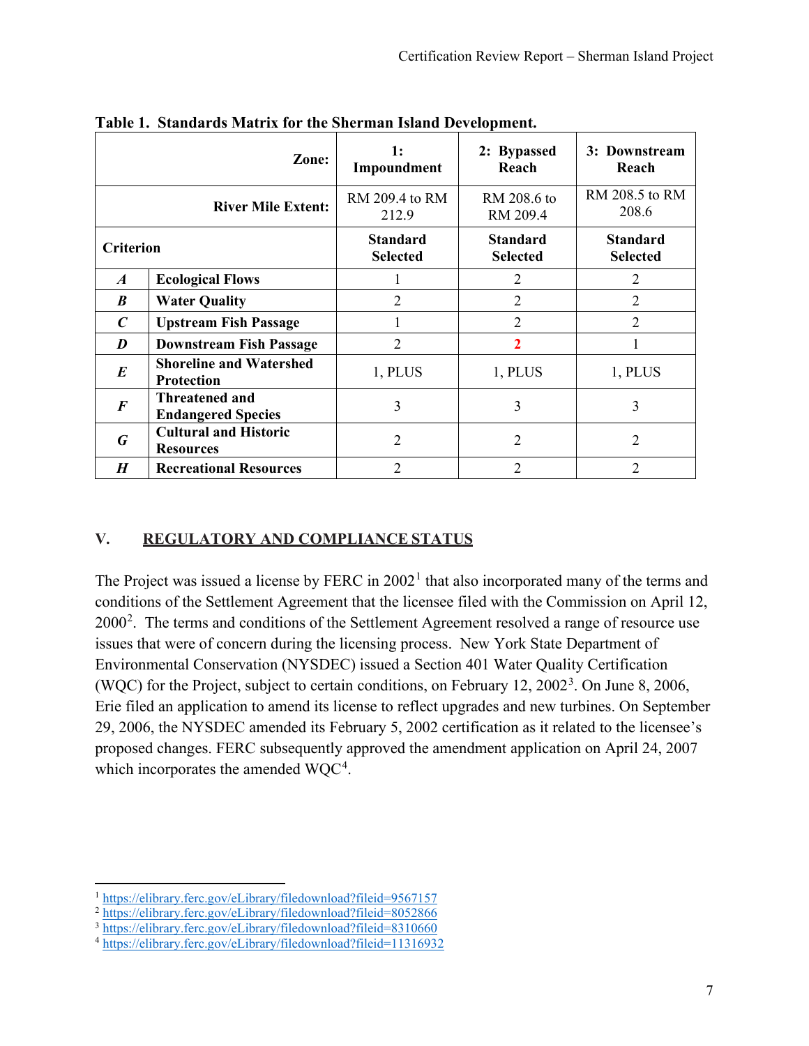**Table 1. Standards Matrix for the Sherman Island Development.**

| | Zone: | 1: Impoundment | 2: Bypassed Reach | 3: Downstream Reach |
|---|---|---|---|---|
| | River Mile Extent: | RM 209.4 to RM 212.9 | RM 208.6 to RM 209.4 | RM 208.5 to RM 208.6 |
| Criterion | | Standard Selected | Standard Selected | Standard Selected |
| ***A*** | **Ecological Flows** | 1 | 2 | 2 |
| ***B*** | **Water Quality** | 2 | 2 | 2 |
| ***C*** | **Upstream Fish Passage** | 1 | 2 | 2 |
| ***D*** | **Downstream Fish Passage** | 2 | **2** | 1 |
| ***E*** | **Shoreline and Watershed Protection** | 1, PLUS | 1, PLUS | 1, PLUS |
| ***F*** | **Threatened and Endangered Species** | 3 | 3 | 3 |
| ***G*** | **Cultural and Historic Resources** | 2 | 2 | 2 |
| ***H*** | **Recreational Resources** | 2 | 2 | 2 |

## V. REGULATORY AND COMPLIANCE STATUS

The Project was issued a license by FERC in 2002[1] that also incorporated many of the terms and conditions of the Settlement Agreement that the licensee filed with the Commission on April 12, 2000[2]. The terms and conditions of the Settlement Agreement resolved a range of resource use issues that were of concern during the licensing process. New York State Department of Environmental Conservation (NYSDEC) issued a Section 401 Water Quality Certification (WQC) for the Project, subject to certain conditions, on February 12, 2002[3]. On June 8, 2006, Erie filed an application to amend its license to reflect upgrades and new turbines. On September 29, 2006, the NYSDEC amended its February 5, 2002 certification as it related to the licensee's proposed changes. FERC subsequently approved the amendment application on April 24, 2007 which incorporates the amended WQC[4].

[1] https://elibrary.ferc.gov/eLibrary/filedownload?fileid=9567157
[2] https://elibrary.ferc.gov/eLibrary/filedownload?fileid=8052866
[3] https://elibrary.ferc.gov/eLibrary/filedownload?fileid=8310660
[4] https://elibrary.ferc.gov/eLibrary/filedownload?fileid=11316932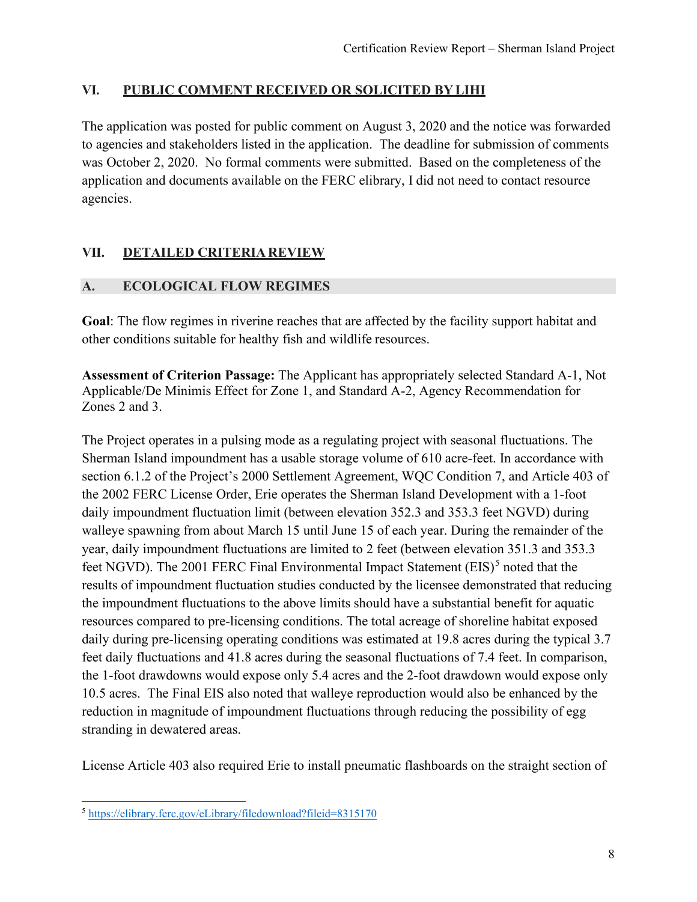## VI. PUBLIC COMMENT RECEIVED OR SOLICITED BY LIHI

The application was posted for public comment on August 3, 2020 and the notice was forwarded to agencies and stakeholders listed in the application. The deadline for submission of comments was October 2, 2020. No formal comments were submitted. Based on the completeness of the application and documents available on the FERC elibrary, I did not need to contact resource agencies.

## VII. DETAILED CRITERIA REVIEW

### A. ECOLOGICAL FLOW REGIMES

**Goal**: The flow regimes in riverine reaches that are affected by the facility support habitat and other conditions suitable for healthy fish and wildlife resources.

**Assessment of Criterion Passage:** The Applicant has appropriately selected Standard A-1, Not Applicable/De Minimis Effect for Zone 1, and Standard A-2, Agency Recommendation for Zones 2 and 3.

The Project operates in a pulsing mode as a regulating project with seasonal fluctuations. The Sherman Island impoundment has a usable storage volume of 610 acre-feet. In accordance with section 6.1.2 of the Project's 2000 Settlement Agreement, WQC Condition 7, and Article 403 of the 2002 FERC License Order, Erie operates the Sherman Island Development with a 1-foot daily impoundment fluctuation limit (between elevation 352.3 and 353.3 feet NGVD) during walleye spawning from about March 15 until June 15 of each year. During the remainder of the year, daily impoundment fluctuations are limited to 2 feet (between elevation 351.3 and 353.3 feet NGVD). The 2001 FERC Final Environmental Impact Statement (EIS)[5] noted that the results of impoundment fluctuation studies conducted by the licensee demonstrated that reducing the impoundment fluctuations to the above limits should have a substantial benefit for aquatic resources compared to pre-licensing conditions. The total acreage of shoreline habitat exposed daily during pre-licensing operating conditions was estimated at 19.8 acres during the typical 3.7 feet daily fluctuations and 41.8 acres during the seasonal fluctuations of 7.4 feet. In comparison, the 1-foot drawdowns would expose only 5.4 acres and the 2-foot drawdown would expose only 10.5 acres. The Final EIS also noted that walleye reproduction would also be enhanced by the reduction in magnitude of impoundment fluctuations through reducing the possibility of egg stranding in dewatered areas.

License Article 403 also required Erie to install pneumatic flashboards on the straight section of

---

[5] https://elibrary.ferc.gov/eLibrary/filedownload?fileid=8315170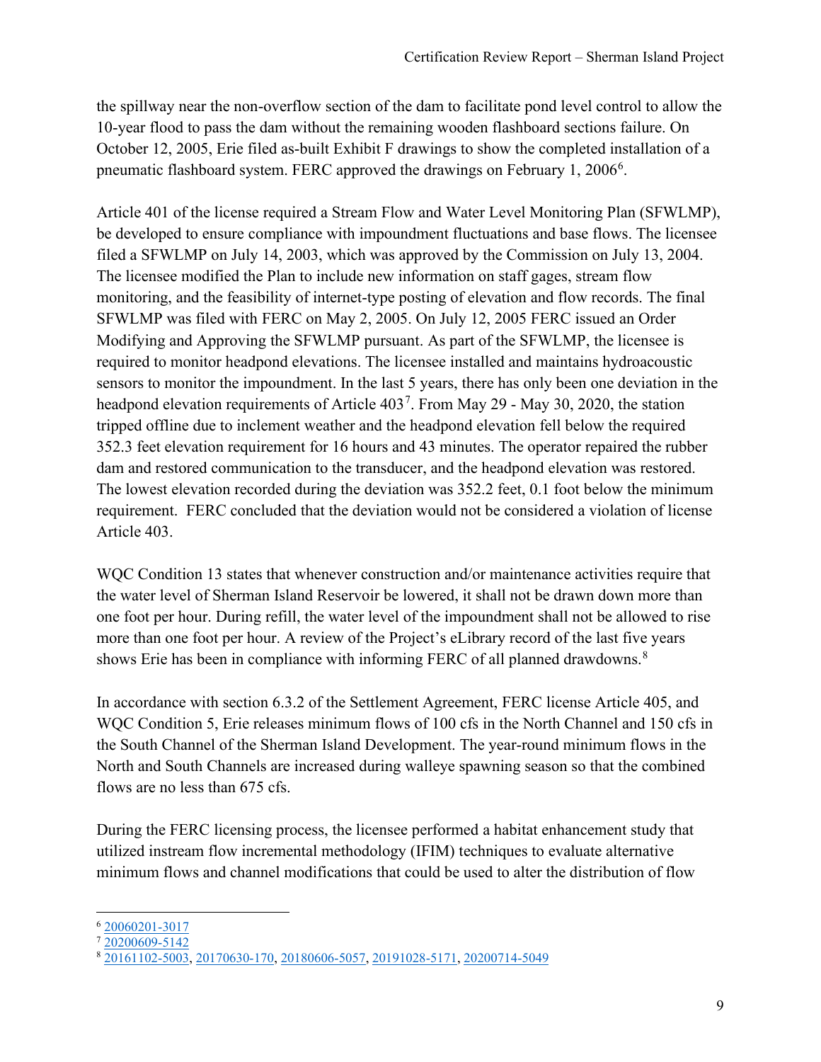the spillway near the non-overflow section of the dam to facilitate pond level control to allow the 10-year flood to pass the dam without the remaining wooden flashboard sections failure. On October 12, 2005, Erie filed as-built Exhibit F drawings to show the completed installation of a pneumatic flashboard system. FERC approved the drawings on February 1, 2006[6].

Article 401 of the license required a Stream Flow and Water Level Monitoring Plan (SFWLMP), be developed to ensure compliance with impoundment fluctuations and base flows. The licensee filed a SFWLMP on July 14, 2003, which was approved by the Commission on July 13, 2004. The licensee modified the Plan to include new information on staff gages, stream flow monitoring, and the feasibility of internet-type posting of elevation and flow records. The final SFWLMP was filed with FERC on May 2, 2005. On July 12, 2005 FERC issued an Order Modifying and Approving the SFWLMP pursuant. As part of the SFWLMP, the licensee is required to monitor headpond elevations. The licensee installed and maintains hydroacoustic sensors to monitor the impoundment. In the last 5 years, there has only been one deviation in the headpond elevation requirements of Article 403[7]. From May 29 - May 30, 2020, the station tripped offline due to inclement weather and the headpond elevation fell below the required 352.3 feet elevation requirement for 16 hours and 43 minutes. The operator repaired the rubber dam and restored communication to the transducer, and the headpond elevation was restored. The lowest elevation recorded during the deviation was 352.2 feet, 0.1 foot below the minimum requirement. FERC concluded that the deviation would not be considered a violation of license Article 403.

WQC Condition 13 states that whenever construction and/or maintenance activities require that the water level of Sherman Island Reservoir be lowered, it shall not be drawn down more than one foot per hour. During refill, the water level of the impoundment shall not be allowed to rise more than one foot per hour. A review of the Project's eLibrary record of the last five years shows Erie has been in compliance with informing FERC of all planned drawdowns.[8]

In accordance with section 6.3.2 of the Settlement Agreement, FERC license Article 405, and WQC Condition 5, Erie releases minimum flows of 100 cfs in the North Channel and 150 cfs in the South Channel of the Sherman Island Development. The year-round minimum flows in the North and South Channels are increased during walleye spawning season so that the combined flows are no less than 675 cfs.

During the FERC licensing process, the licensee performed a habitat enhancement study that utilized instream flow incremental methodology (IFIM) techniques to evaluate alternative minimum flows and channel modifications that could be used to alter the distribution of flow

---

[6] 20060201-3017

[7] 20200609-5142

[8] 20161102-5003, 20170630-170, 20180606-5057, 20191028-5171, 20200714-5049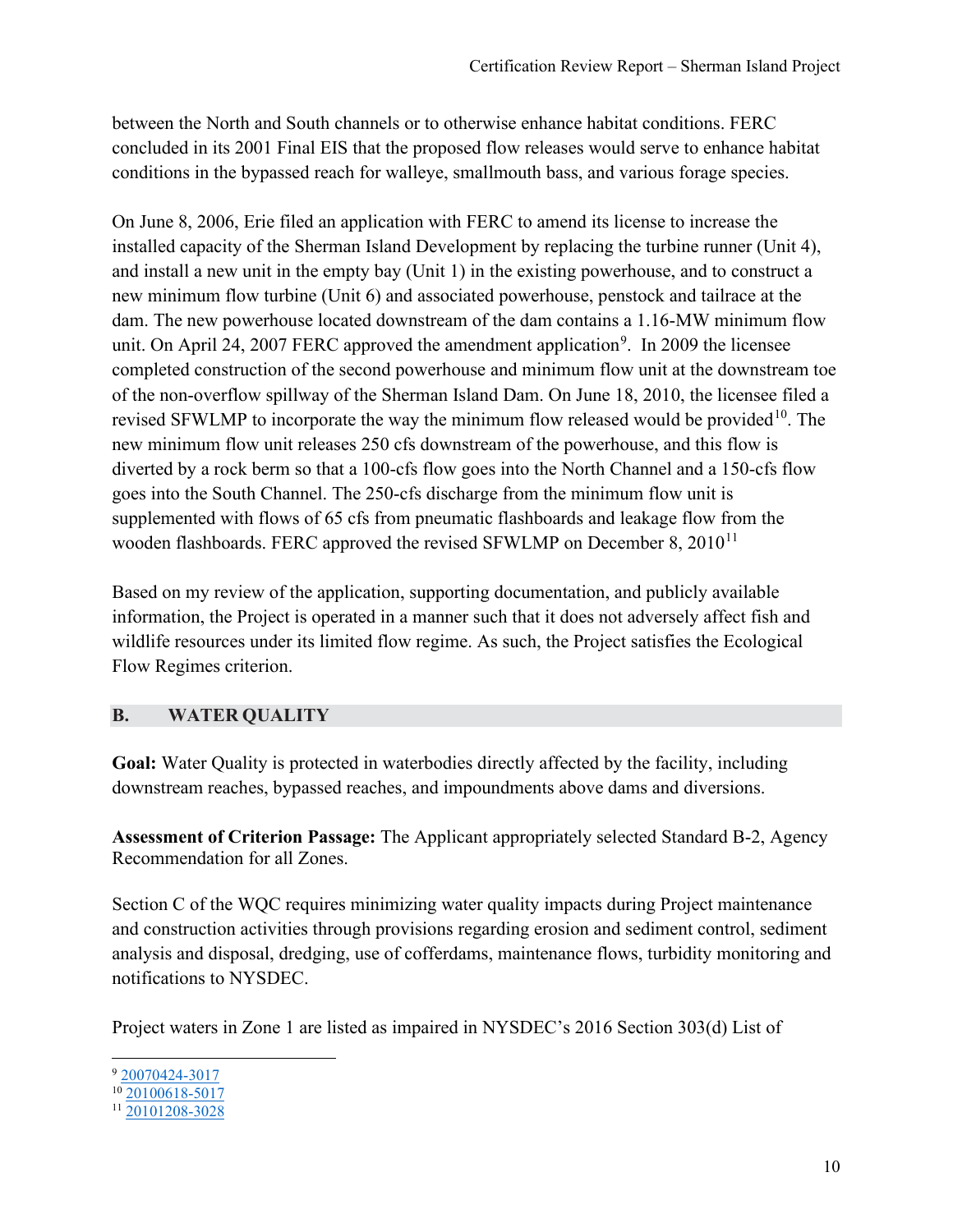between the North and South channels or to otherwise enhance habitat conditions. FERC concluded in its 2001 Final EIS that the proposed flow releases would serve to enhance habitat conditions in the bypassed reach for walleye, smallmouth bass, and various forage species.

On June 8, 2006, Erie filed an application with FERC to amend its license to increase the installed capacity of the Sherman Island Development by replacing the turbine runner (Unit 4), and install a new unit in the empty bay (Unit 1) in the existing powerhouse, and to construct a new minimum flow turbine (Unit 6) and associated powerhouse, penstock and tailrace at the dam. The new powerhouse located downstream of the dam contains a 1.16-MW minimum flow unit. On April 24, 2007 FERC approved the amendment application[9]. In 2009 the licensee completed construction of the second powerhouse and minimum flow unit at the downstream toe of the non-overflow spillway of the Sherman Island Dam. On June 18, 2010, the licensee filed a revised SFWLMP to incorporate the way the minimum flow released would be provided[10]. The new minimum flow unit releases 250 cfs downstream of the powerhouse, and this flow is diverted by a rock berm so that a 100-cfs flow goes into the North Channel and a 150-cfs flow goes into the South Channel. The 250-cfs discharge from the minimum flow unit is supplemented with flows of 65 cfs from pneumatic flashboards and leakage flow from the wooden flashboards. FERC approved the revised SFWLMP on December 8, 2010[11]

Based on my review of the application, supporting documentation, and publicly available information, the Project is operated in a manner such that it does not adversely affect fish and wildlife resources under its limited flow regime. As such, the Project satisfies the Ecological Flow Regimes criterion.

## B. WATER QUALITY

**Goal:** Water Quality is protected in waterbodies directly affected by the facility, including downstream reaches, bypassed reaches, and impoundments above dams and diversions.

**Assessment of Criterion Passage:** The Applicant appropriately selected Standard B-2, Agency Recommendation for all Zones.

Section C of the WQC requires minimizing water quality impacts during Project maintenance and construction activities through provisions regarding erosion and sediment control, sediment analysis and disposal, dredging, use of cofferdams, maintenance flows, turbidity monitoring and notifications to NYSDEC.

Project waters in Zone 1 are listed as impaired in NYSDEC's 2016 Section 303(d) List of

---

[9] 20070424-3017

[10] 20100618-5017

[11] 20101208-3028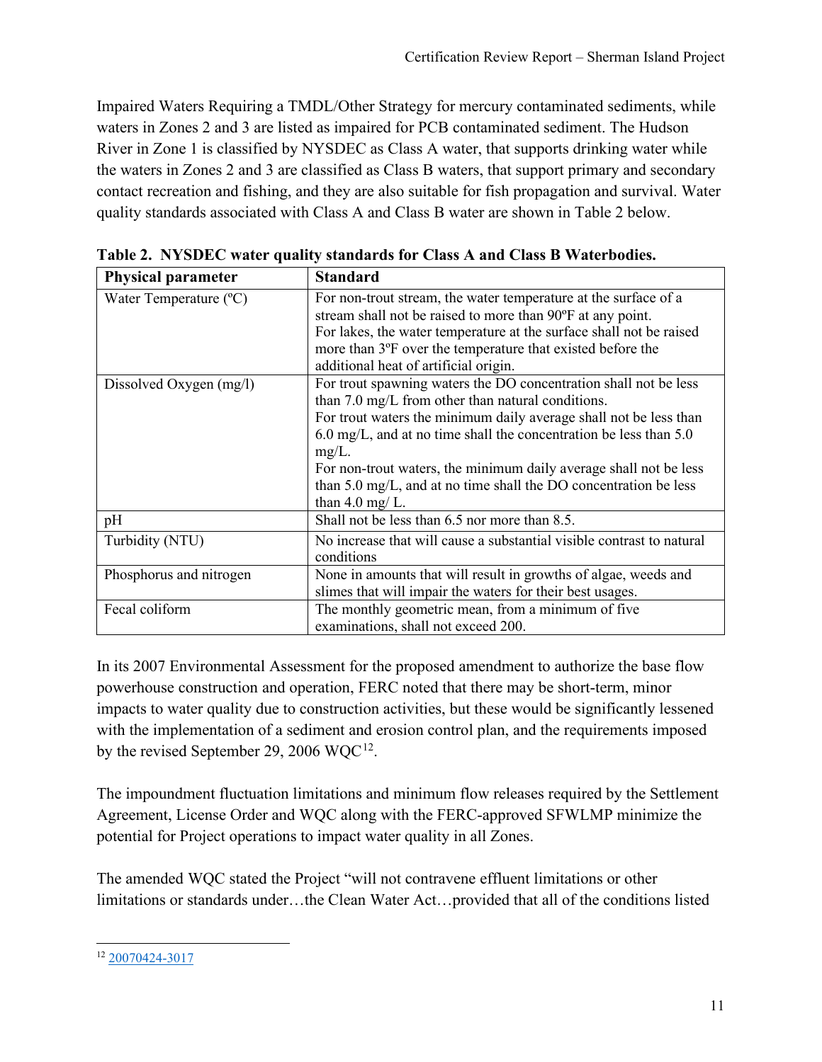Impaired Waters Requiring a TMDL/Other Strategy for mercury contaminated sediments, while waters in Zones 2 and 3 are listed as impaired for PCB contaminated sediment. The Hudson River in Zone 1 is classified by NYSDEC as Class A water, that supports drinking water while the waters in Zones 2 and 3 are classified as Class B waters, that support primary and secondary contact recreation and fishing, and they are also suitable for fish propagation and survival. Water quality standards associated with Class A and Class B water are shown in Table 2 below.

**Table 2. NYSDEC water quality standards for Class A and Class B Waterbodies.**

| Physical parameter | Standard |
|---|---|
| Water Temperature (ºC) | For non-trout stream, the water temperature at the surface of a stream shall not be raised to more than 90ºF at any point. For lakes, the water temperature at the surface shall not be raised more than 3ºF over the temperature that existed before the additional heat of artificial origin. |
| Dissolved Oxygen (mg/l) | For trout spawning waters the DO concentration shall not be less than 7.0 mg/L from other than natural conditions. For trout waters the minimum daily average shall not be less than 6.0 mg/L, and at no time shall the concentration be less than 5.0 mg/L. For non-trout waters, the minimum daily average shall not be less than 5.0 mg/L, and at no time shall the DO concentration be less than 4.0 mg/ L. |
| pH | Shall not be less than 6.5 nor more than 8.5. |
| Turbidity (NTU) | No increase that will cause a substantial visible contrast to natural conditions |
| Phosphorus and nitrogen | None in amounts that will result in growths of algae, weeds and slimes that will impair the waters for their best usages. |
| Fecal coliform | The monthly geometric mean, from a minimum of five examinations, shall not exceed 200. |

In its 2007 Environmental Assessment for the proposed amendment to authorize the base flow powerhouse construction and operation, FERC noted that there may be short-term, minor impacts to water quality due to construction activities, but these would be significantly lessened with the implementation of a sediment and erosion control plan, and the requirements imposed by the revised September 29, 2006 WQC[12].

The impoundment fluctuation limitations and minimum flow releases required by the Settlement Agreement, License Order and WQC along with the FERC-approved SFWLMP minimize the potential for Project operations to impact water quality in all Zones.

The amended WQC stated the Project "will not contravene effluent limitations or other limitations or standards under…the Clean Water Act…provided that all of the conditions listed

[12] 20070424-3017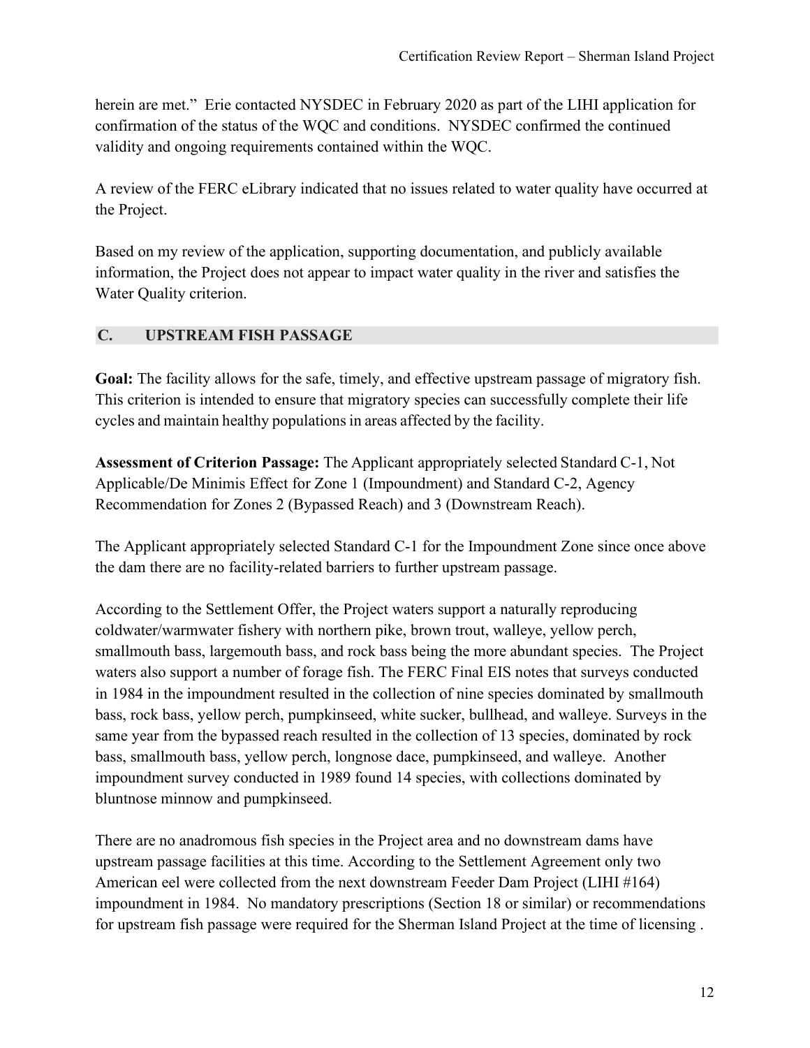herein are met." Erie contacted NYSDEC in February 2020 as part of the LIHI application for confirmation of the status of the WQC and conditions. NYSDEC confirmed the continued validity and ongoing requirements contained within the WQC.

A review of the FERC eLibrary indicated that no issues related to water quality have occurred at the Project.

Based on my review of the application, supporting documentation, and publicly available information, the Project does not appear to impact water quality in the river and satisfies the Water Quality criterion.

## C. UPSTREAM FISH PASSAGE

**Goal:** The facility allows for the safe, timely, and effective upstream passage of migratory fish. This criterion is intended to ensure that migratory species can successfully complete their life cycles and maintain healthy populations in areas affected by the facility.

**Assessment of Criterion Passage:** The Applicant appropriately selected Standard C-1, Not Applicable/De Minimis Effect for Zone 1 (Impoundment) and Standard C-2, Agency Recommendation for Zones 2 (Bypassed Reach) and 3 (Downstream Reach).

The Applicant appropriately selected Standard C-1 for the Impoundment Zone since once above the dam there are no facility-related barriers to further upstream passage.

According to the Settlement Offer, the Project waters support a naturally reproducing coldwater/warmwater fishery with northern pike, brown trout, walleye, yellow perch, smallmouth bass, largemouth bass, and rock bass being the more abundant species. The Project waters also support a number of forage fish. The FERC Final EIS notes that surveys conducted in 1984 in the impoundment resulted in the collection of nine species dominated by smallmouth bass, rock bass, yellow perch, pumpkinseed, white sucker, bullhead, and walleye. Surveys in the same year from the bypassed reach resulted in the collection of 13 species, dominated by rock bass, smallmouth bass, yellow perch, longnose dace, pumpkinseed, and walleye. Another impoundment survey conducted in 1989 found 14 species, with collections dominated by bluntnose minnow and pumpkinseed.

There are no anadromous fish species in the Project area and no downstream dams have upstream passage facilities at this time. According to the Settlement Agreement only two American eel were collected from the next downstream Feeder Dam Project (LIHI #164) impoundment in 1984. No mandatory prescriptions (Section 18 or similar) or recommendations for upstream fish passage were required for the Sherman Island Project at the time of licensing .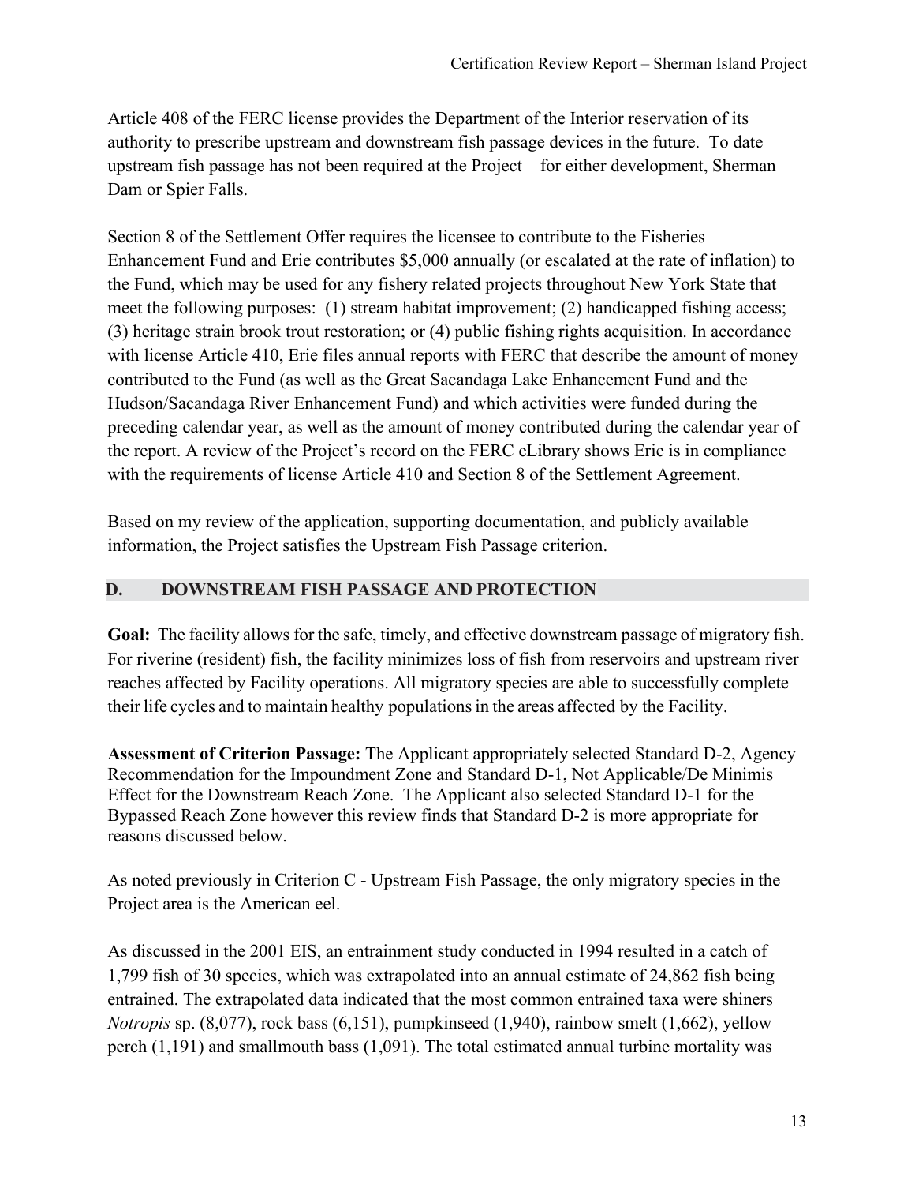Article 408 of the FERC license provides the Department of the Interior reservation of its authority to prescribe upstream and downstream fish passage devices in the future. To date upstream fish passage has not been required at the Project – for either development, Sherman Dam or Spier Falls.

Section 8 of the Settlement Offer requires the licensee to contribute to the Fisheries Enhancement Fund and Erie contributes $5,000 annually (or escalated at the rate of inflation) to the Fund, which may be used for any fishery related projects throughout New York State that meet the following purposes: (1) stream habitat improvement; (2) handicapped fishing access; (3) heritage strain brook trout restoration; or (4) public fishing rights acquisition. In accordance with license Article 410, Erie files annual reports with FERC that describe the amount of money contributed to the Fund (as well as the Great Sacandaga Lake Enhancement Fund and the Hudson/Sacandaga River Enhancement Fund) and which activities were funded during the preceding calendar year, as well as the amount of money contributed during the calendar year of the report. A review of the Project's record on the FERC eLibrary shows Erie is in compliance with the requirements of license Article 410 and Section 8 of the Settlement Agreement.

Based on my review of the application, supporting documentation, and publicly available information, the Project satisfies the Upstream Fish Passage criterion.

## D. DOWNSTREAM FISH PASSAGE AND PROTECTION

**Goal:** The facility allows for the safe, timely, and effective downstream passage of migratory fish. For riverine (resident) fish, the facility minimizes loss of fish from reservoirs and upstream river reaches affected by Facility operations. All migratory species are able to successfully complete their life cycles and to maintain healthy populations in the areas affected by the Facility.

**Assessment of Criterion Passage:** The Applicant appropriately selected Standard D-2, Agency Recommendation for the Impoundment Zone and Standard D-1, Not Applicable/De Minimis Effect for the Downstream Reach Zone. The Applicant also selected Standard D-1 for the Bypassed Reach Zone however this review finds that Standard D-2 is more appropriate for reasons discussed below.

As noted previously in Criterion C - Upstream Fish Passage, the only migratory species in the Project area is the American eel.

As discussed in the 2001 EIS, an entrainment study conducted in 1994 resulted in a catch of 1,799 fish of 30 species, which was extrapolated into an annual estimate of 24,862 fish being entrained. The extrapolated data indicated that the most common entrained taxa were shiners *Notropis* sp. (8,077), rock bass (6,151), pumpkinseed (1,940), rainbow smelt (1,662), yellow perch (1,191) and smallmouth bass (1,091). The total estimated annual turbine mortality was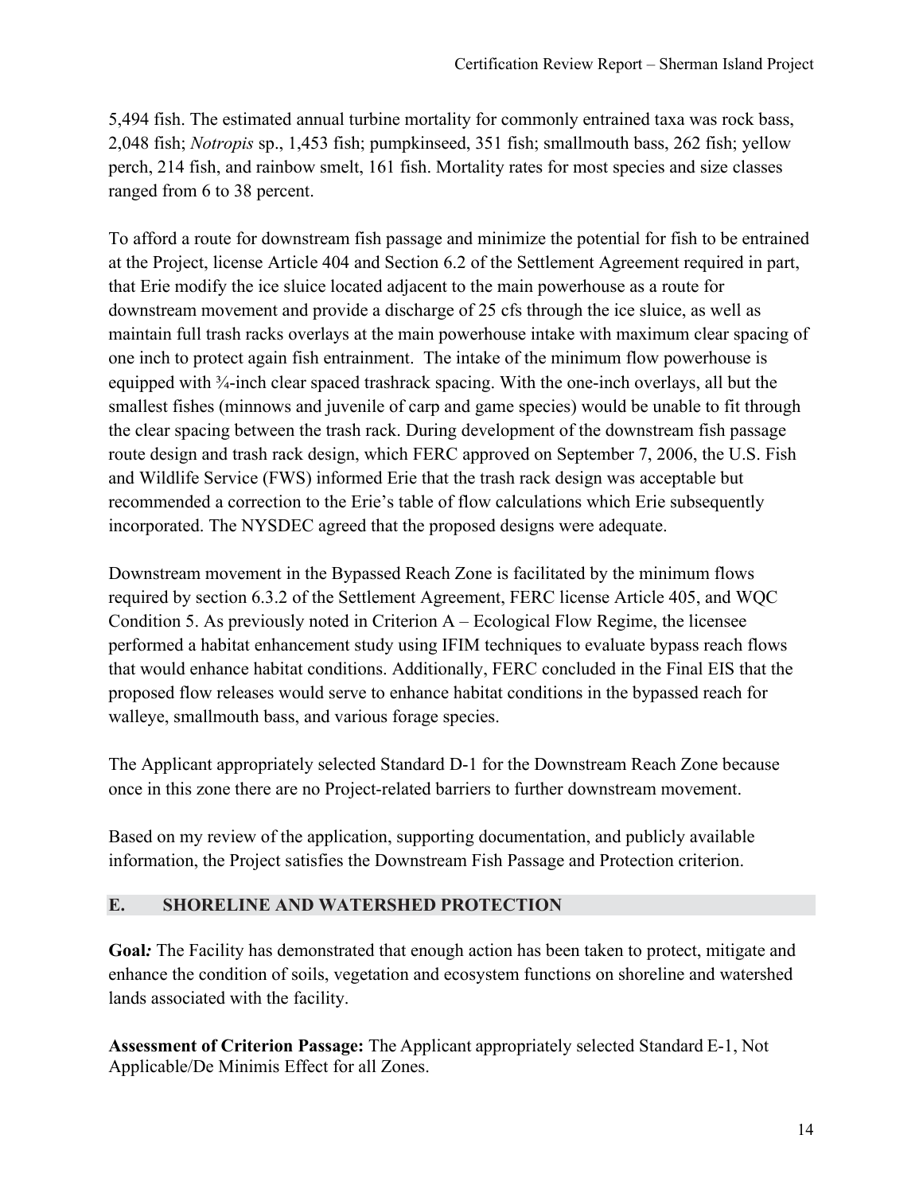5,494 fish. The estimated annual turbine mortality for commonly entrained taxa was rock bass, 2,048 fish; *Notropis* sp., 1,453 fish; pumpkinseed, 351 fish; smallmouth bass, 262 fish; yellow perch, 214 fish, and rainbow smelt, 161 fish. Mortality rates for most species and size classes ranged from 6 to 38 percent.

To afford a route for downstream fish passage and minimize the potential for fish to be entrained at the Project, license Article 404 and Section 6.2 of the Settlement Agreement required in part, that Erie modify the ice sluice located adjacent to the main powerhouse as a route for downstream movement and provide a discharge of 25 cfs through the ice sluice, as well as maintain full trash racks overlays at the main powerhouse intake with maximum clear spacing of one inch to protect again fish entrainment. The intake of the minimum flow powerhouse is equipped with ¾-inch clear spaced trashrack spacing. With the one-inch overlays, all but the smallest fishes (minnows and juvenile of carp and game species) would be unable to fit through the clear spacing between the trash rack. During development of the downstream fish passage route design and trash rack design, which FERC approved on September 7, 2006, the U.S. Fish and Wildlife Service (FWS) informed Erie that the trash rack design was acceptable but recommended a correction to the Erie's table of flow calculations which Erie subsequently incorporated. The NYSDEC agreed that the proposed designs were adequate.

Downstream movement in the Bypassed Reach Zone is facilitated by the minimum flows required by section 6.3.2 of the Settlement Agreement, FERC license Article 405, and WQC Condition 5. As previously noted in Criterion A – Ecological Flow Regime, the licensee performed a habitat enhancement study using IFIM techniques to evaluate bypass reach flows that would enhance habitat conditions. Additionally, FERC concluded in the Final EIS that the proposed flow releases would serve to enhance habitat conditions in the bypassed reach for walleye, smallmouth bass, and various forage species.

The Applicant appropriately selected Standard D-1 for the Downstream Reach Zone because once in this zone there are no Project-related barriers to further downstream movement.

Based on my review of the application, supporting documentation, and publicly available information, the Project satisfies the Downstream Fish Passage and Protection criterion.

## E. SHORELINE AND WATERSHED PROTECTION

**Goal***:* The Facility has demonstrated that enough action has been taken to protect, mitigate and enhance the condition of soils, vegetation and ecosystem functions on shoreline and watershed lands associated with the facility.

**Assessment of Criterion Passage:** The Applicant appropriately selected Standard E-1, Not Applicable/De Minimis Effect for all Zones.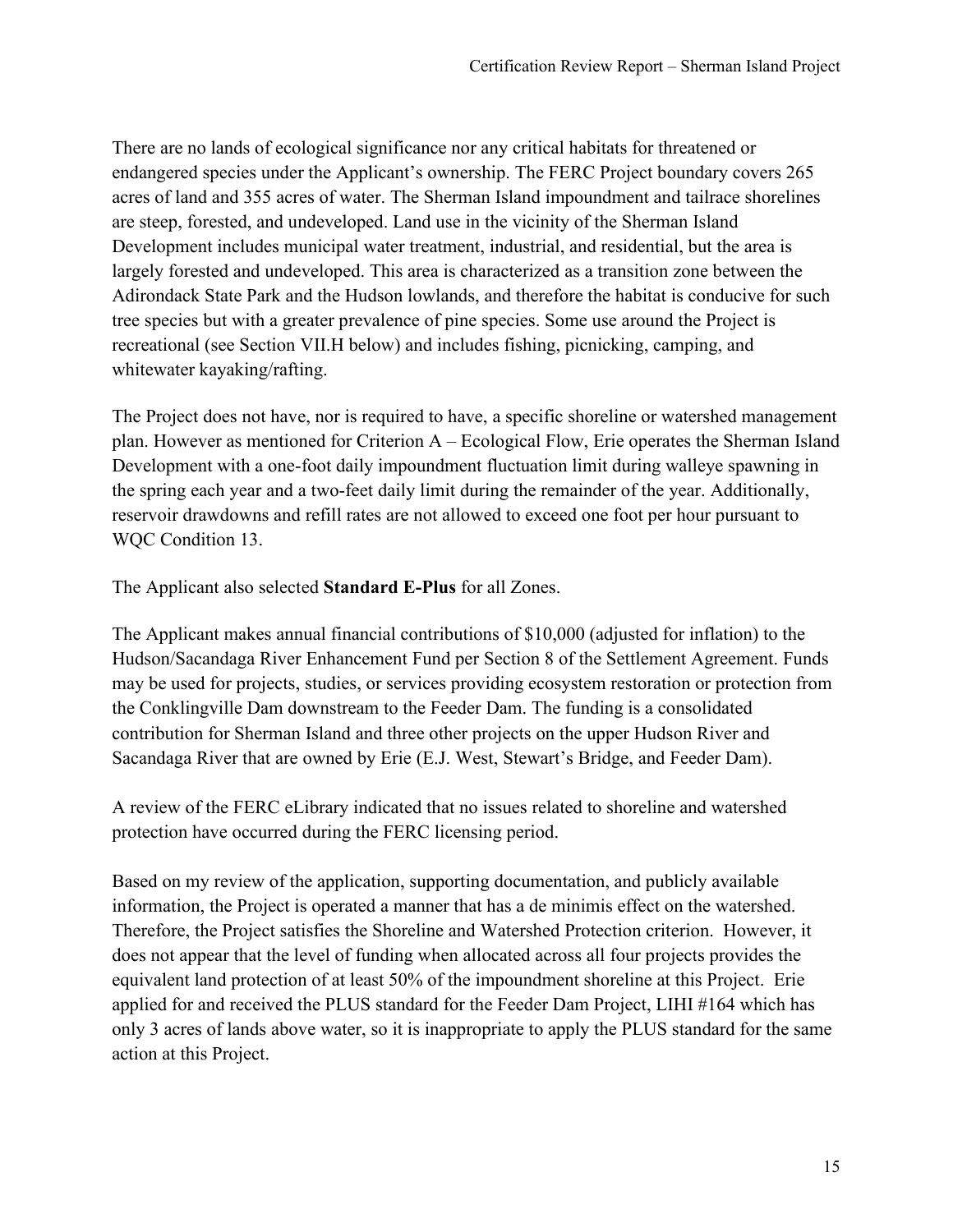There are no lands of ecological significance nor any critical habitats for threatened or endangered species under the Applicant's ownership. The FERC Project boundary covers 265 acres of land and 355 acres of water. The Sherman Island impoundment and tailrace shorelines are steep, forested, and undeveloped. Land use in the vicinity of the Sherman Island Development includes municipal water treatment, industrial, and residential, but the area is largely forested and undeveloped. This area is characterized as a transition zone between the Adirondack State Park and the Hudson lowlands, and therefore the habitat is conducive for such tree species but with a greater prevalence of pine species. Some use around the Project is recreational (see Section VII.H below) and includes fishing, picnicking, camping, and whitewater kayaking/rafting.

The Project does not have, nor is required to have, a specific shoreline or watershed management plan. However as mentioned for Criterion A – Ecological Flow, Erie operates the Sherman Island Development with a one-foot daily impoundment fluctuation limit during walleye spawning in the spring each year and a two-feet daily limit during the remainder of the year. Additionally, reservoir drawdowns and refill rates are not allowed to exceed one foot per hour pursuant to WQC Condition 13.

The Applicant also selected **Standard E-Plus** for all Zones.

The Applicant makes annual financial contributions of $10,000 (adjusted for inflation) to the Hudson/Sacandaga River Enhancement Fund per Section 8 of the Settlement Agreement. Funds may be used for projects, studies, or services providing ecosystem restoration or protection from the Conklingville Dam downstream to the Feeder Dam. The funding is a consolidated contribution for Sherman Island and three other projects on the upper Hudson River and Sacandaga River that are owned by Erie (E.J. West, Stewart's Bridge, and Feeder Dam).

A review of the FERC eLibrary indicated that no issues related to shoreline and watershed protection have occurred during the FERC licensing period.

Based on my review of the application, supporting documentation, and publicly available information, the Project is operated a manner that has a de minimis effect on the watershed. Therefore, the Project satisfies the Shoreline and Watershed Protection criterion. However, it does not appear that the level of funding when allocated across all four projects provides the equivalent land protection of at least 50% of the impoundment shoreline at this Project. Erie applied for and received the PLUS standard for the Feeder Dam Project, LIHI #164 which has only 3 acres of lands above water, so it is inappropriate to apply the PLUS standard for the same action at this Project.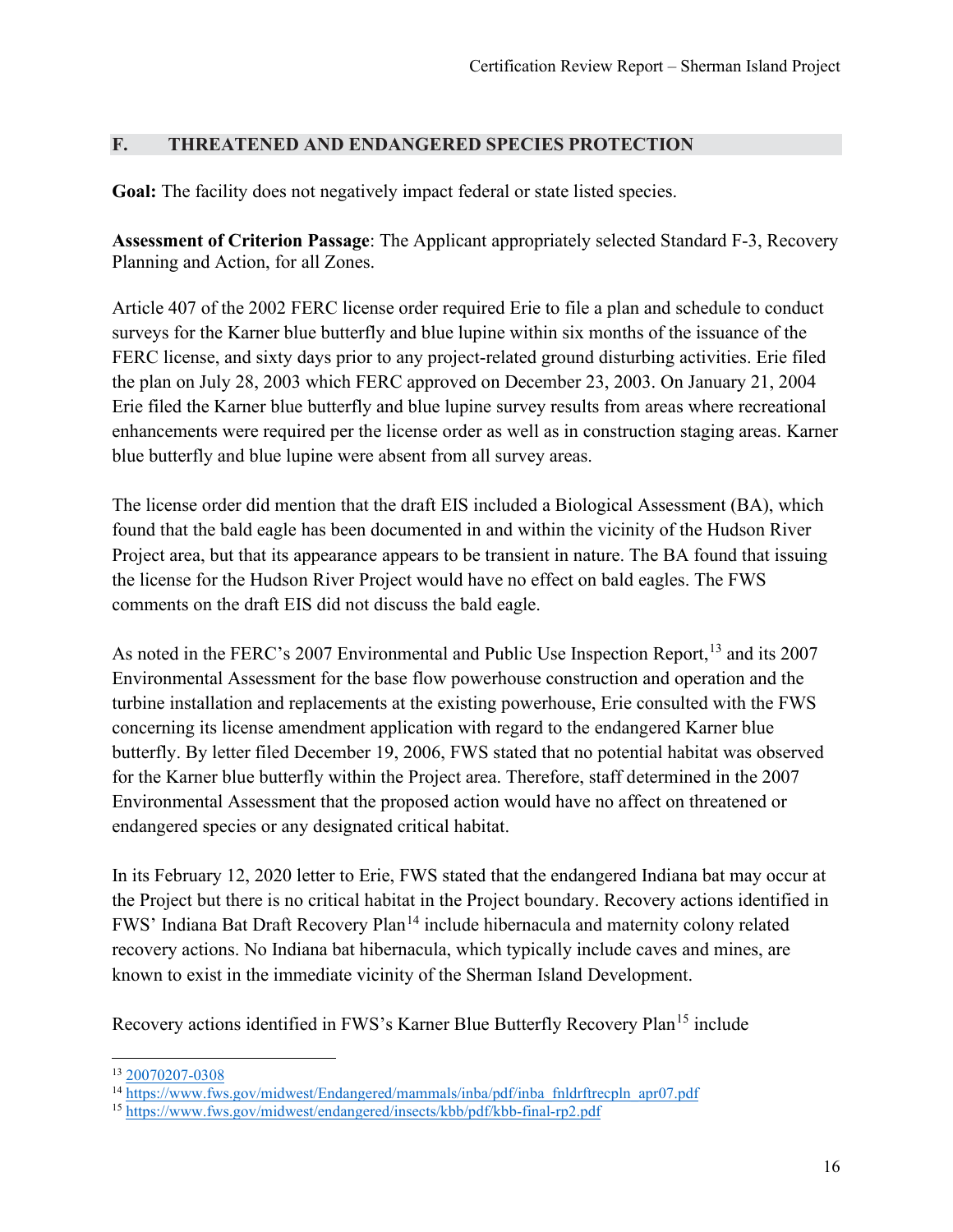## F. THREATENED AND ENDANGERED SPECIES PROTECTION

**Goal:** The facility does not negatively impact federal or state listed species.

**Assessment of Criterion Passage**: The Applicant appropriately selected Standard F-3, Recovery Planning and Action, for all Zones.

Article 407 of the 2002 FERC license order required Erie to file a plan and schedule to conduct surveys for the Karner blue butterfly and blue lupine within six months of the issuance of the FERC license, and sixty days prior to any project-related ground disturbing activities. Erie filed the plan on July 28, 2003 which FERC approved on December 23, 2003. On January 21, 2004 Erie filed the Karner blue butterfly and blue lupine survey results from areas where recreational enhancements were required per the license order as well as in construction staging areas. Karner blue butterfly and blue lupine were absent from all survey areas.

The license order did mention that the draft EIS included a Biological Assessment (BA), which found that the bald eagle has been documented in and within the vicinity of the Hudson River Project area, but that its appearance appears to be transient in nature. The BA found that issuing the license for the Hudson River Project would have no effect on bald eagles. The FWS comments on the draft EIS did not discuss the bald eagle.

As noted in the FERC's 2007 Environmental and Public Use Inspection Report,[13] and its 2007 Environmental Assessment for the base flow powerhouse construction and operation and the turbine installation and replacements at the existing powerhouse, Erie consulted with the FWS concerning its license amendment application with regard to the endangered Karner blue butterfly. By letter filed December 19, 2006, FWS stated that no potential habitat was observed for the Karner blue butterfly within the Project area. Therefore, staff determined in the 2007 Environmental Assessment that the proposed action would have no affect on threatened or endangered species or any designated critical habitat.

In its February 12, 2020 letter to Erie, FWS stated that the endangered Indiana bat may occur at the Project but there is no critical habitat in the Project boundary. Recovery actions identified in FWS' Indiana Bat Draft Recovery Plan[14] include hibernacula and maternity colony related recovery actions. No Indiana bat hibernacula, which typically include caves and mines, are known to exist in the immediate vicinity of the Sherman Island Development.

Recovery actions identified in FWS's Karner Blue Butterfly Recovery Plan[15] include

---

[13] 20070207-0308

[14] https://www.fws.gov/midwest/Endangered/mammals/inba/pdf/inba_fnldrftrecpln_apr07.pdf

[15] https://www.fws.gov/midwest/endangered/insects/kbb/pdf/kbb-final-rp2.pdf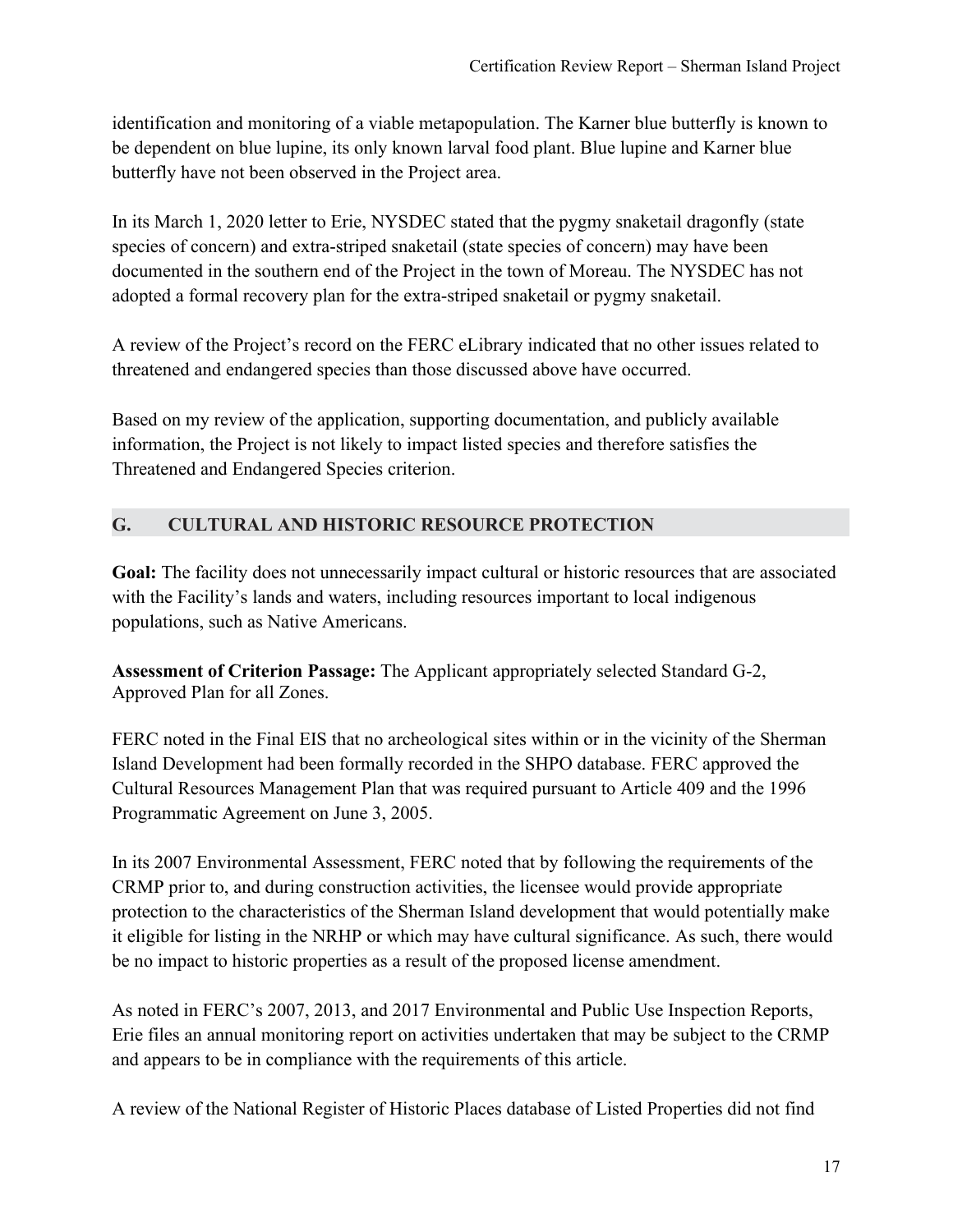identification and monitoring of a viable metapopulation. The Karner blue butterfly is known to be dependent on blue lupine, its only known larval food plant. Blue lupine and Karner blue butterfly have not been observed in the Project area.

In its March 1, 2020 letter to Erie, NYSDEC stated that the pygmy snaketail dragonfly (state species of concern) and extra-striped snaketail (state species of concern) may have been documented in the southern end of the Project in the town of Moreau. The NYSDEC has not adopted a formal recovery plan for the extra-striped snaketail or pygmy snaketail.

A review of the Project's record on the FERC eLibrary indicated that no other issues related to threatened and endangered species than those discussed above have occurred.

Based on my review of the application, supporting documentation, and publicly available information, the Project is not likely to impact listed species and therefore satisfies the Threatened and Endangered Species criterion.

## G. CULTURAL AND HISTORIC RESOURCE PROTECTION

**Goal:** The facility does not unnecessarily impact cultural or historic resources that are associated with the Facility's lands and waters, including resources important to local indigenous populations, such as Native Americans.

**Assessment of Criterion Passage:** The Applicant appropriately selected Standard G-2, Approved Plan for all Zones.

FERC noted in the Final EIS that no archeological sites within or in the vicinity of the Sherman Island Development had been formally recorded in the SHPO database. FERC approved the Cultural Resources Management Plan that was required pursuant to Article 409 and the 1996 Programmatic Agreement on June 3, 2005.

In its 2007 Environmental Assessment, FERC noted that by following the requirements of the CRMP prior to, and during construction activities, the licensee would provide appropriate protection to the characteristics of the Sherman Island development that would potentially make it eligible for listing in the NRHP or which may have cultural significance. As such, there would be no impact to historic properties as a result of the proposed license amendment.

As noted in FERC's 2007, 2013, and 2017 Environmental and Public Use Inspection Reports, Erie files an annual monitoring report on activities undertaken that may be subject to the CRMP and appears to be in compliance with the requirements of this article.

A review of the National Register of Historic Places database of Listed Properties did not find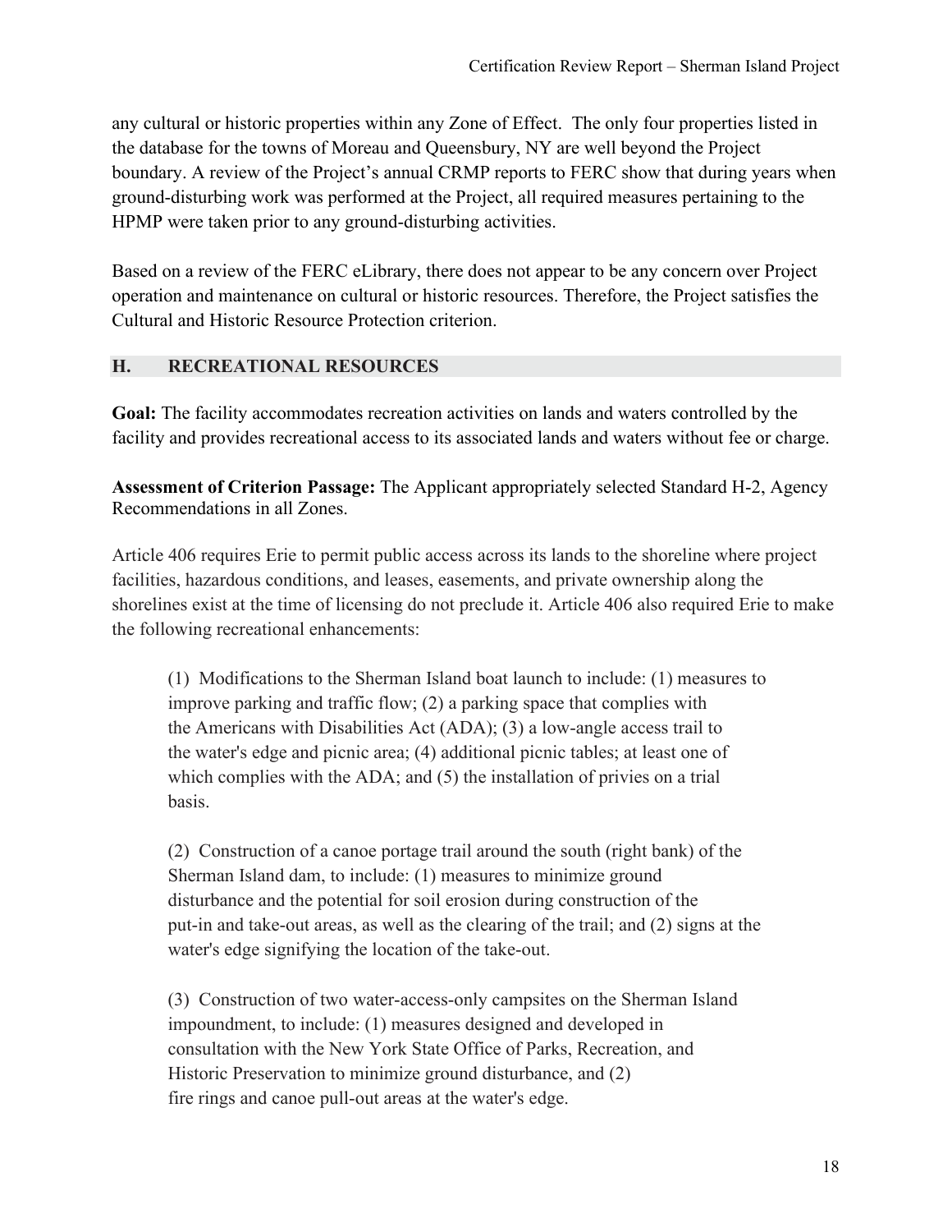any cultural or historic properties within any Zone of Effect. The only four properties listed in the database for the towns of Moreau and Queensbury, NY are well beyond the Project boundary. A review of the Project's annual CRMP reports to FERC show that during years when ground-disturbing work was performed at the Project, all required measures pertaining to the HPMP were taken prior to any ground-disturbing activities.

Based on a review of the FERC eLibrary, there does not appear to be any concern over Project operation and maintenance on cultural or historic resources. Therefore, the Project satisfies the Cultural and Historic Resource Protection criterion.

## H. RECREATIONAL RESOURCES

**Goal:** The facility accommodates recreation activities on lands and waters controlled by the facility and provides recreational access to its associated lands and waters without fee or charge.

**Assessment of Criterion Passage:** The Applicant appropriately selected Standard H-2, Agency Recommendations in all Zones.

Article 406 requires Erie to permit public access across its lands to the shoreline where project facilities, hazardous conditions, and leases, easements, and private ownership along the shorelines exist at the time of licensing do not preclude it. Article 406 also required Erie to make the following recreational enhancements:

> (1) Modifications to the Sherman Island boat launch to include: (1) measures to improve parking and traffic flow; (2) a parking space that complies with the Americans with Disabilities Act (ADA); (3) a low-angle access trail to the water's edge and picnic area; (4) additional picnic tables; at least one of which complies with the ADA; and (5) the installation of privies on a trial basis.
>
> (2) Construction of a canoe portage trail around the south (right bank) of the Sherman Island dam, to include: (1) measures to minimize ground disturbance and the potential for soil erosion during construction of the put-in and take-out areas, as well as the clearing of the trail; and (2) signs at the water's edge signifying the location of the take-out.
>
> (3) Construction of two water-access-only campsites on the Sherman Island impoundment, to include: (1) measures designed and developed in consultation with the New York State Office of Parks, Recreation, and Historic Preservation to minimize ground disturbance, and (2) fire rings and canoe pull-out areas at the water's edge.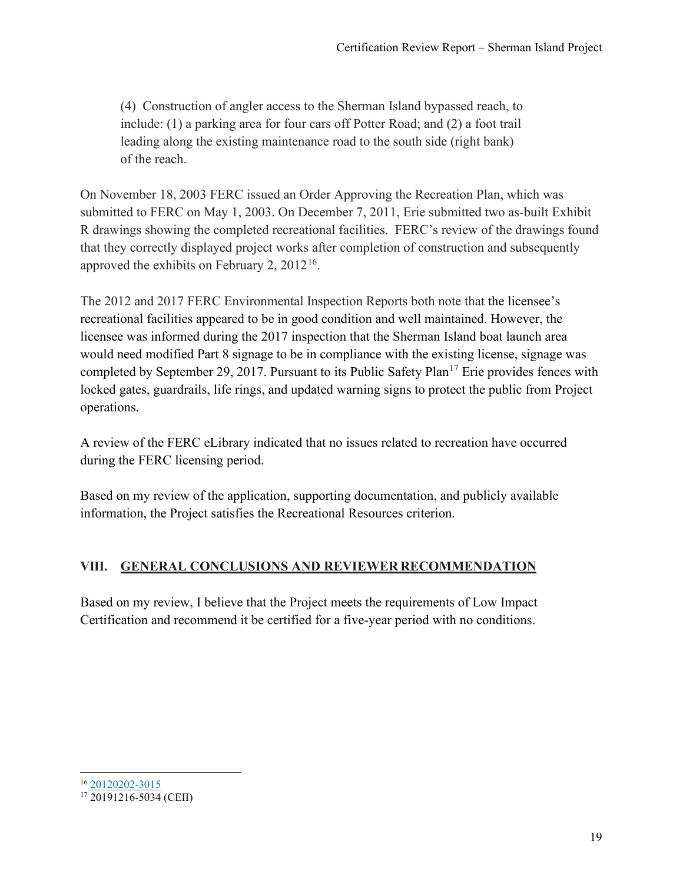(4) Construction of angler access to the Sherman Island bypassed reach, to include: (1) a parking area for four cars off Potter Road; and (2) a foot trail leading along the existing maintenance road to the south side (right bank) of the reach.

On November 18, 2003 FERC issued an Order Approving the Recreation Plan, which was submitted to FERC on May 1, 2003. On December 7, 2011, Erie submitted two as-built Exhibit R drawings showing the completed recreational facilities. FERC's review of the drawings found that they correctly displayed project works after completion of construction and subsequently approved the exhibits on February 2, 2012[16].

The 2012 and 2017 FERC Environmental Inspection Reports both note that the licensee's recreational facilities appeared to be in good condition and well maintained. However, the licensee was informed during the 2017 inspection that the Sherman Island boat launch area would need modified Part 8 signage to be in compliance with the existing license, signage was completed by September 29, 2017. Pursuant to its Public Safety Plan[17] Erie provides fences with locked gates, guardrails, life rings, and updated warning signs to protect the public from Project operations.

A review of the FERC eLibrary indicated that no issues related to recreation have occurred during the FERC licensing period.

Based on my review of the application, supporting documentation, and publicly available information, the Project satisfies the Recreational Resources criterion.

## VIII. GENERAL CONCLUSIONS AND REVIEWER RECOMMENDATION

Based on my review, I believe that the Project meets the requirements of Low Impact Certification and recommend it be certified for a five-year period with no conditions.

---

[16] 20120202-3015

[17] 20191216-5034 (CEII)